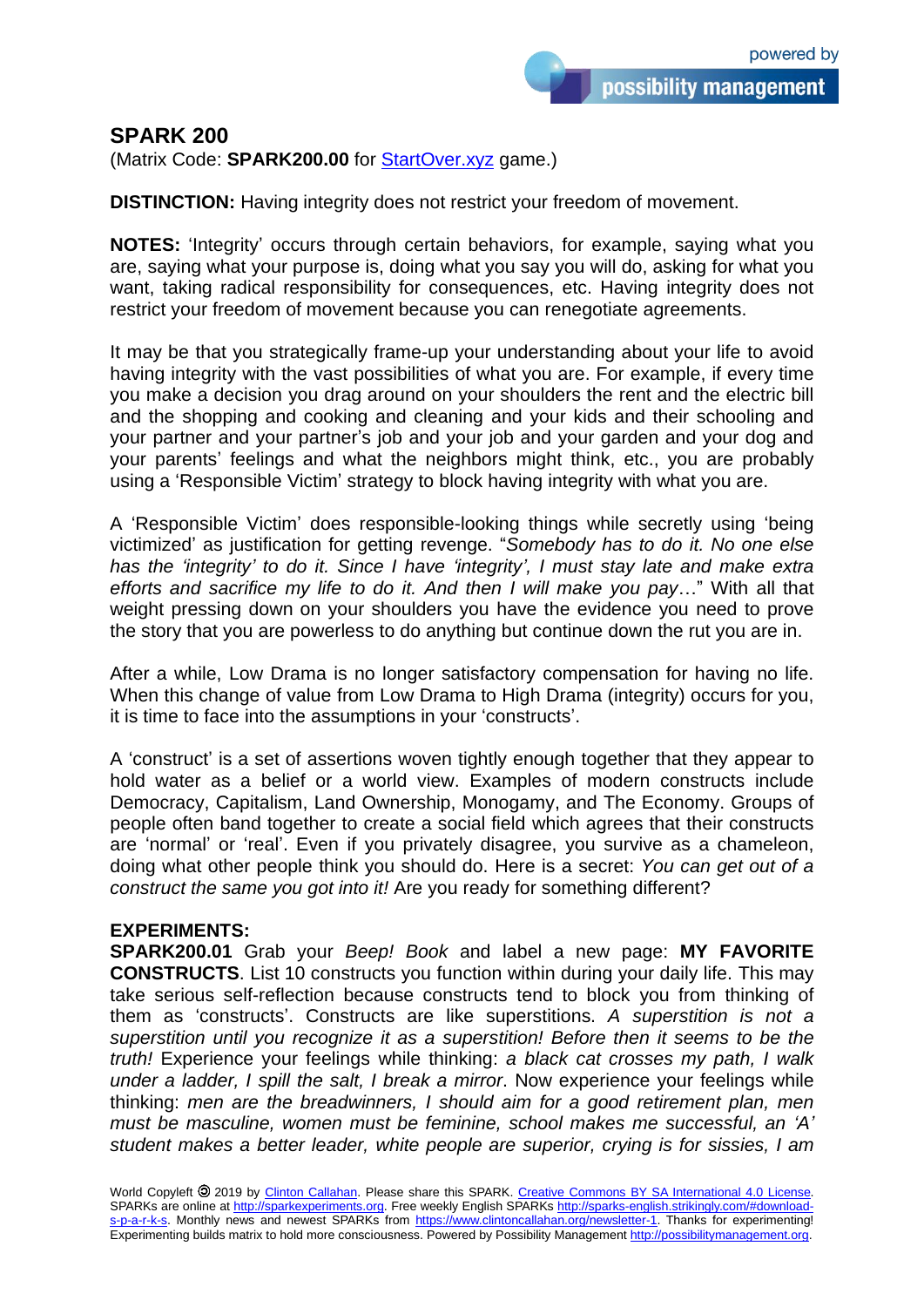## SPARK 200

(Matrix Code: **SPARK200.00** for [StartOver.xyz](StartOver.xyz) game.)

**DISTINCTION:** Having integrity does not restrict your freedom of movement.

**NOTES:** 'Integrity' occurs through certain behaviors, for example, saying what you are, saying what your purpose is, doing what you say you will do, asking for what you want, taking radical responsibility for consequences, etc. Having integrity does not restrict your freedom of movement because you can renegotiate agreements.

It may be that you strategically frame-up your understanding about your life to avoid having integrity with the vast possibilities of what you are. For example, if every time you make a decision you drag around on your shoulders the rent and the electric bill and the shopping and cooking and cleaning and your kids and their schooling and your partner and your partner's job and your job and your garden and your dog and your parents' feelings and what the neighbors might think, etc., you are probably using a 'Responsible Victim' strategy to block having integrity with what you are.

A 'Responsible Victim' does responsible-looking things while secretly using 'being victimized' as justification for getting revenge. "*Somebody has to do it. No one else has the 'integrity' to do it. Since I have 'integrity', I must stay late and make extra efforts and sacrifice my life to do it. And then I will make you pay*…" With all that weight pressing down on your shoulders you have the evidence you need to prove the story that you are powerless to do anything but continue down the rut you are in.

After a while, Low Drama is no longer satisfactory compensation for having no life. When this change of value from Low Drama to High Drama (integrity) occurs for you, it is time to face into the assumptions in your 'constructs'.

A 'construct' is a set of assertions woven tightly enough together that they appear to hold water as a belief or a world view. Examples of modern constructs include Democracy, Capitalism, Land Ownership, Monogamy, and The Economy. Groups of people often band together to create a social field which agrees that their constructs are 'normal' or 'real'. Even if you privately disagree, you survive as a chameleon, doing what other people think you should do. Here is a secret: *You can get out of a construct the same you got into it!* Are you ready for something different?

**EXPERIMENTS:**

**SPARK200.01** Grab your *Beep! Book* and label a new page: **MY FAVORITE CONSTRUCTS**. List 10 constructs you function within during your daily life. This may take serious self-reflection because constructs tend to block you from thinking of them as 'constructs'. Constructs are like superstitions. *A superstition is not a superstition until you recognize it as a superstition! Before then it seems to be the truth!* Experience your feelings while thinking: *a black cat crosses my path, I walk under a ladder, I spill the salt, I break a mirror*. Now experience your feelings while thinking: *men are the breadwinners, I should aim for a good retirement plan, men must be masculine, women must be feminine, school makes me successful, an 'A' student makes a better leader, white people are superior, crying is for sissies, I am*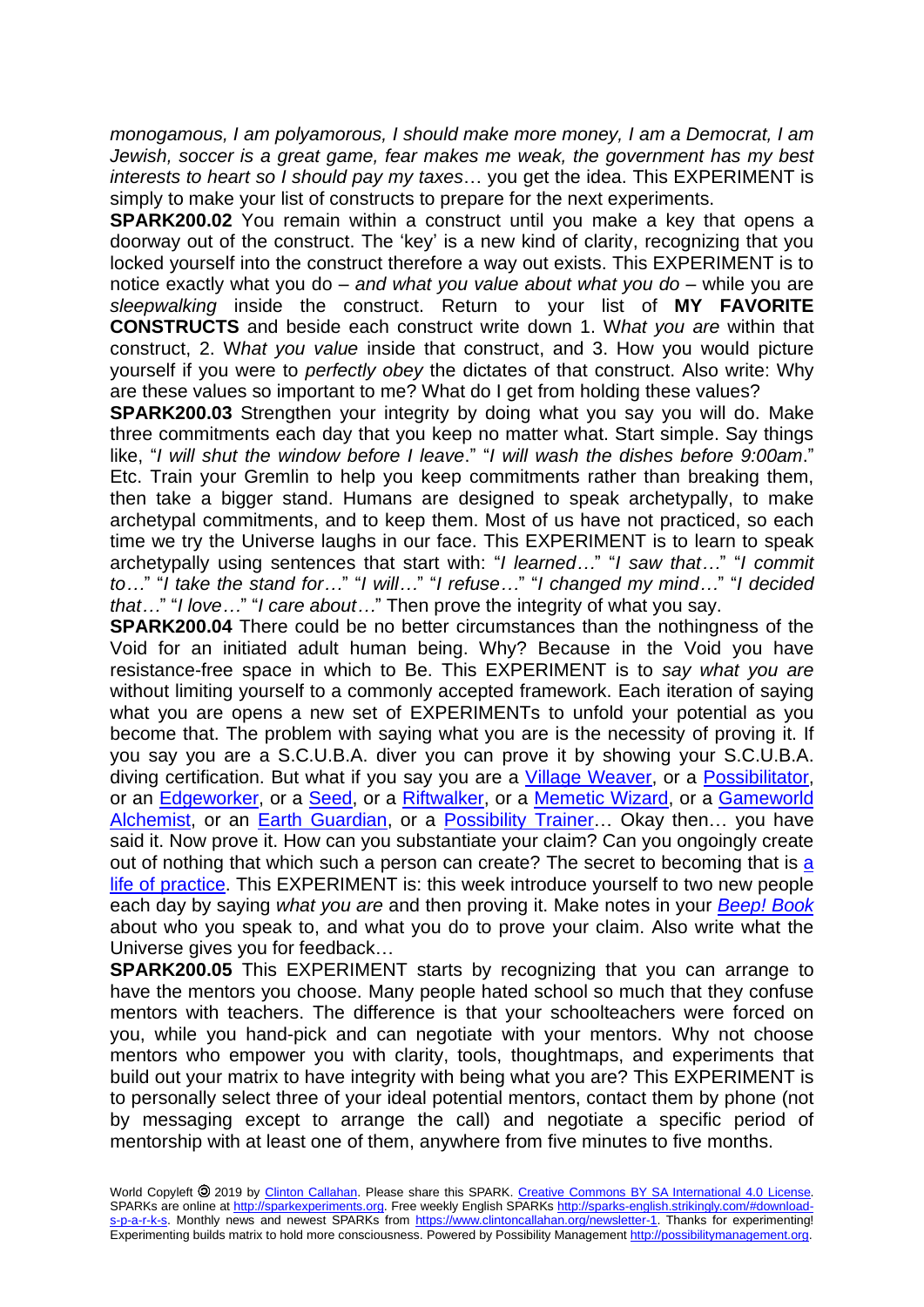*monogamous, I am polyamorous, I should make more money, I am a Democrat, I am Jewish, soccer is a great game, fear makes me weak, the government has my best interests to heart so I should pay my taxes*… you get the idea. This EXPERIMENT is simply to make your list of constructs to prepare for the next experiments.

**SPARK200.02** You remain within a construct until you make a key that opens a doorway out of the construct. The 'key' is a new kind of clarity, recognizing that you locked yourself into the construct therefore a way out exists. This EXPERIMENT is to notice exactly what you do – *and what you value about what you do* – while you are *sleepwalking* inside the construct. Return to your list of **MY FAVORITE CONSTRUCTS** and beside each construct write down 1. W*hat you are* within that construct, 2. W*hat you value* inside that construct, and 3. How you would picture yourself if you were to *perfectly obey* the dictates of that construct. Also write: Why are these values so important to me? What do I get from holding these values?

**SPARK200.03** Strengthen your integrity by doing what you say you will do. Make three commitments each day that you keep no matter what. Start simple. Say things like, "*I will shut the window before I leave*." "*I will wash the dishes before 9:00am*." Etc. Train your Gremlin to help you keep commitments rather than breaking them, then take a bigger stand. Humans are designed to speak archetypally, to make archetypal commitments, and to keep them. Most of us have not practiced, so each time we try the Universe laughs in our face. This EXPERIMENT is to learn to speak archetypally using sentences that start with: "*I learned…*" "*I saw that…*" "*I commit to…*" "*I take the stand for…*" "*I will…*" "*I refuse…*" "*I changed my mind…*" "*I decided that…*" "*I love…*" "*I care about…*" Then prove the integrity of what you say.

**SPARK200.04** There could be no better circumstances than the nothingness of the Void for an initiated adult human being. Why? Because in the Void you have resistance-free space in which to Be. This EXPERIMENT is to *say what you are* without limiting yourself to a commonly accepted framework. Each iteration of saying what you are opens a new set of EXPERIMENTs to unfold your potential as you become that. The problem with saying what you are is the necessity of proving it. If you say you are a S.C.U.B.A. diver you can prove it by showing your S.C.U.B.A. diving certification. But what if you say you are a Village Weaver, or a Possibilitator, or an Edgeworker, or a Seed, or a Riftwalker, or a Memetic Wizard, or a Gameworld Alchemist, or an Earth Guardian, or a Possibility Trainer… Okay then… you have said it. Now prove it. How can you substantiate your claim? Can you ongoingly create out of nothing that which such a person can create? The secret to becoming that is a life of practice. This EXPERIMENT is: this week introduce yourself to two new people each day by saying *what you are* and then proving it. Make notes in your *Beep! Book* about who you speak to, and what you do to prove your claim. Also write what the Universe gives you for feedback…

**SPARK200.05** This EXPERIMENT starts by recognizing that you can arrange to have the mentors you choose. Many people hated school so much that they confuse mentors with teachers. The difference is that your schoolteachers were forced on you, while you hand-pick and can negotiate with your mentors. Why not choose mentors who empower you with clarity, tools, thoughtmaps, and experiments that build out your matrix to have integrity with being what you are? This EXPERIMENT is to personally select three of your ideal potential mentors, contact them by phone (not by messaging except to arrange the call) and negotiate a specific period of mentorship with at least one of them, anywhere from five minutes to five months.

World Copyleft 🄯 2019 by Clinton Callahan. Please share this SPARK. Creative Commons BY SA International 4.0 License. SPARKs are online at http://sparkexperiments.org. Free weekly English SPARKs http://sparks-english.strikingly.com/#download-s-p-a-r-k-s. Monthly news and newest SPARKs from https://www.clintoncallahan.org/newsletter-1. Thanks for experimenting! Experimenting builds matrix to hold more consciousness. Powered by Possibility Management http://possibilitymanagement.org.